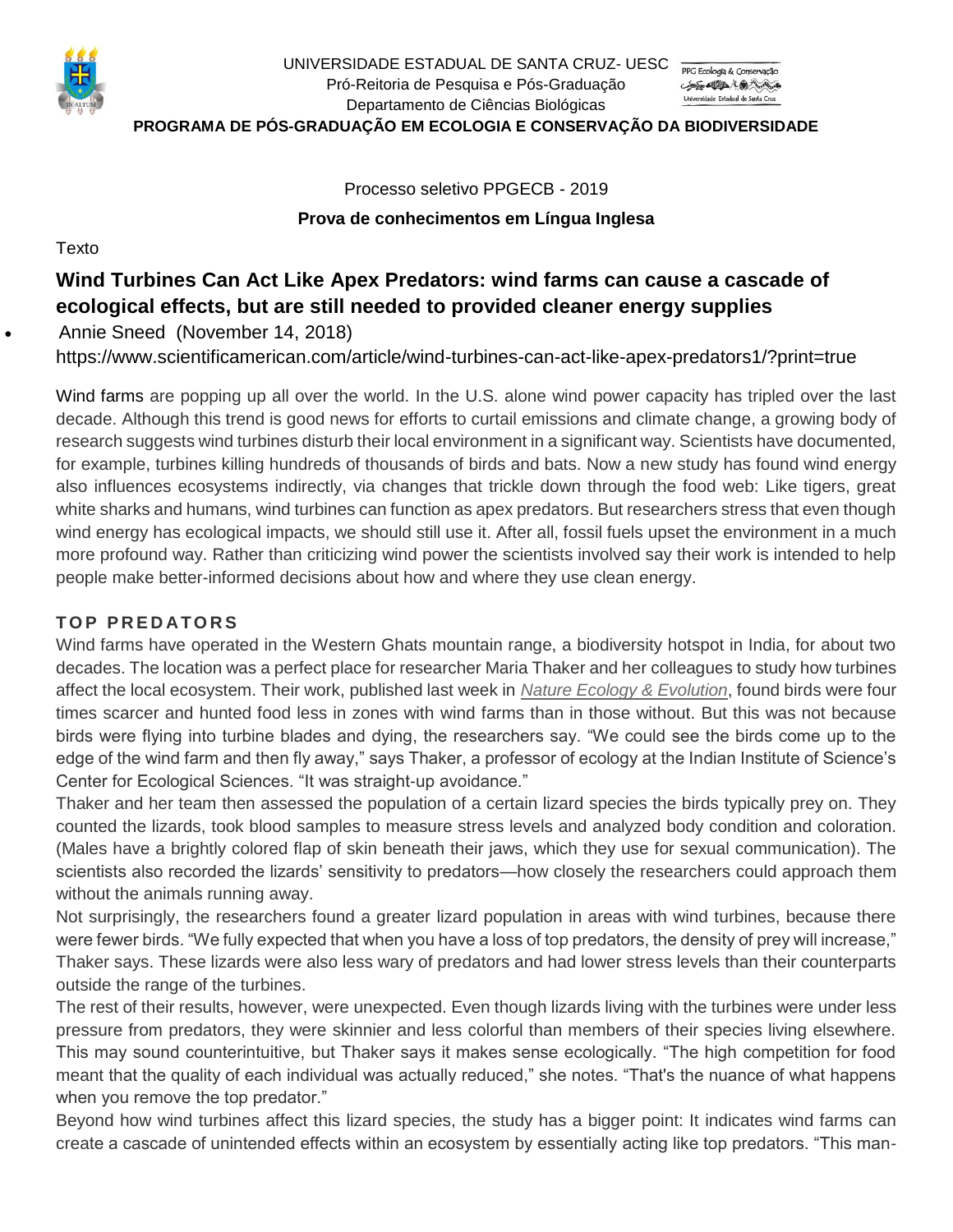UNIVERSIDADE ESTADUAL DE SANTA CRUZ- UESC
Pró-Reitoria de Pesquisa e Pós-Graduação
Departamento de Ciências Biológicas

**PROGRAMA DE PÓS-GRADUAÇÃO EM ECOLOGIA E CONSERVAÇÃO DA BIODIVERSIDADE**

Processo seletivo PPGECB - 2019

**Prova de conhecimentos em Língua Inglesa**

Texto

## Wind Turbines Can Act Like Apex Predators: wind farms can cause a cascade of ecological effects, but are still needed to provided cleaner energy supplies

- Annie Sneed (November 14, 2018)

https://www.scientificamerican.com/article/wind-turbines-can-act-like-apex-predators1/?print=true

Wind farms are popping up all over the world. In the U.S. alone wind power capacity has tripled over the last decade. Although this trend is good news for efforts to curtail emissions and climate change, a growing body of research suggests wind turbines disturb their local environment in a significant way. Scientists have documented, for example, turbines killing hundreds of thousands of birds and bats. Now a new study has found wind energy also influences ecosystems indirectly, via changes that trickle down through the food web: Like tigers, great white sharks and humans, wind turbines can function as apex predators. But researchers stress that even though wind energy has ecological impacts, we should still use it. After all, fossil fuels upset the environment in a much more profound way. Rather than criticizing wind power the scientists involved say their work is intended to help people make better-informed decisions about how and where they use clean energy.

### TOP PREDATORS

Wind farms have operated in the Western Ghats mountain range, a biodiversity hotspot in India, for about two decades. The location was a perfect place for researcher Maria Thaker and her colleagues to study how turbines affect the local ecosystem. Their work, published last week in *Nature Ecology & Evolution*, found birds were four times scarcer and hunted food less in zones with wind farms than in those without. But this was not because birds were flying into turbine blades and dying, the researchers say. "We could see the birds come up to the edge of the wind farm and then fly away," says Thaker, a professor of ecology at the Indian Institute of Science's Center for Ecological Sciences. "It was straight-up avoidance."

Thaker and her team then assessed the population of a certain lizard species the birds typically prey on. They counted the lizards, took blood samples to measure stress levels and analyzed body condition and coloration. (Males have a brightly colored flap of skin beneath their jaws, which they use for sexual communication). The scientists also recorded the lizards' sensitivity to predators—how closely the researchers could approach them without the animals running away.

Not surprisingly, the researchers found a greater lizard population in areas with wind turbines, because there were fewer birds. "We fully expected that when you have a loss of top predators, the density of prey will increase," Thaker says. These lizards were also less wary of predators and had lower stress levels than their counterparts outside the range of the turbines.

The rest of their results, however, were unexpected. Even though lizards living with the turbines were under less pressure from predators, they were skinnier and less colorful than members of their species living elsewhere. This may sound counterintuitive, but Thaker says it makes sense ecologically. "The high competition for food meant that the quality of each individual was actually reduced," she notes. "That's the nuance of what happens when you remove the top predator."

Beyond how wind turbines affect this lizard species, the study has a bigger point: It indicates wind farms can create a cascade of unintended effects within an ecosystem by essentially acting like top predators. "This man-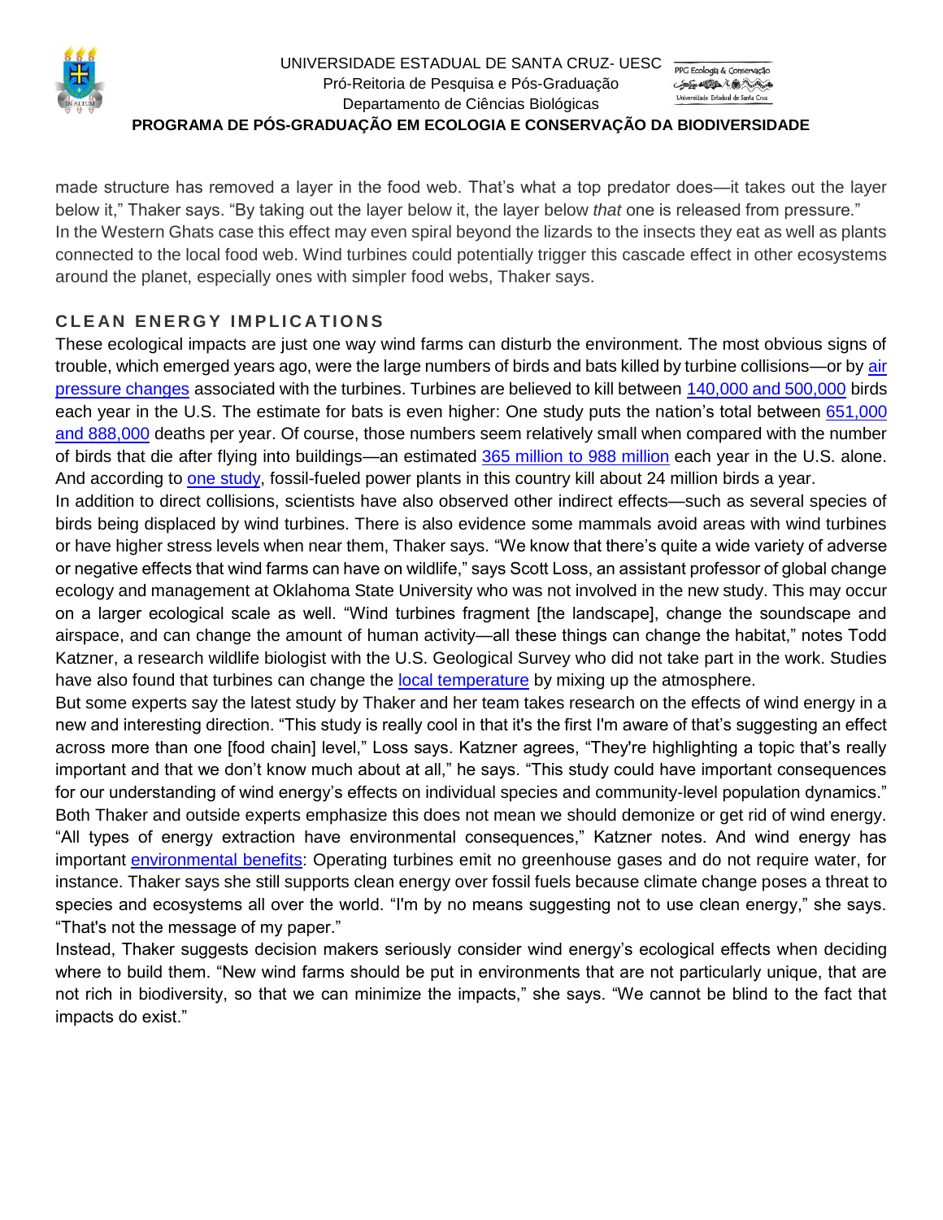made structure has removed a layer in the food web. That's what a top predator does—it takes out the layer below it," Thaker says. "By taking out the layer below it, the layer below *that* one is released from pressure."

In the Western Ghats case this effect may even spiral beyond the lizards to the insects they eat as well as plants connected to the local food web. Wind turbines could potentially trigger this cascade effect in other ecosystems around the planet, especially ones with simpler food webs, Thaker says.

## CLEAN ENERGY IMPLICATIONS

These ecological impacts are just one way wind farms can disturb the environment. The most obvious signs of trouble, which emerged years ago, were the large numbers of birds and bats killed by turbine collisions—or by air pressure changes associated with the turbines. Turbines are believed to kill between 140,000 and 500,000 birds each year in the U.S. The estimate for bats is even higher: One study puts the nation's total between 651,000 and 888,000 deaths per year. Of course, those numbers seem relatively small when compared with the number of birds that die after flying into buildings—an estimated 365 million to 988 million each year in the U.S. alone. And according to one study, fossil-fueled power plants in this country kill about 24 million birds a year.

In addition to direct collisions, scientists have also observed other indirect effects—such as several species of birds being displaced by wind turbines. There is also evidence some mammals avoid areas with wind turbines or have higher stress levels when near them, Thaker says. "We know that there's quite a wide variety of adverse or negative effects that wind farms can have on wildlife," says Scott Loss, an assistant professor of global change ecology and management at Oklahoma State University who was not involved in the new study. This may occur on a larger ecological scale as well. "Wind turbines fragment [the landscape], change the soundscape and airspace, and can change the amount of human activity—all these things can change the habitat," notes Todd Katzner, a research wildlife biologist with the U.S. Geological Survey who did not take part in the work. Studies have also found that turbines can change the local temperature by mixing up the atmosphere.

But some experts say the latest study by Thaker and her team takes research on the effects of wind energy in a new and interesting direction. "This study is really cool in that it's the first I'm aware of that's suggesting an effect across more than one [food chain] level," Loss says. Katzner agrees, "They're highlighting a topic that's really important and that we don't know much about at all," he says. "This study could have important consequences for our understanding of wind energy's effects on individual species and community-level population dynamics."

Both Thaker and outside experts emphasize this does not mean we should demonize or get rid of wind energy. "All types of energy extraction have environmental consequences," Katzner notes. And wind energy has important environmental benefits: Operating turbines emit no greenhouse gases and do not require water, for instance. Thaker says she still supports clean energy over fossil fuels because climate change poses a threat to species and ecosystems all over the world. "I'm by no means suggesting not to use clean energy," she says. "That's not the message of my paper."

Instead, Thaker suggests decision makers seriously consider wind energy's ecological effects when deciding where to build them. "New wind farms should be put in environments that are not particularly unique, that are not rich in biodiversity, so that we can minimize the impacts," she says. "We cannot be blind to the fact that impacts do exist."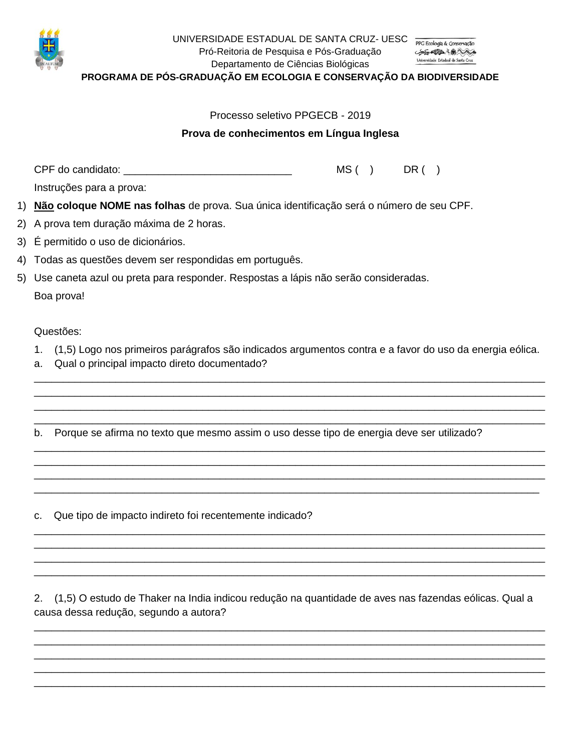UNIVERSIDADE ESTADUAL DE SANTA CRUZ- UESC
Pró-Reitoria de Pesquisa e Pós-Graduação
Departamento de Ciências Biológicas

**PROGRAMA DE PÓS-GRADUAÇÃO EM ECOLOGIA E CONSERVAÇÃO DA BIODIVERSIDADE**

Processo seletivo PPGECB - 2019

**Prova de conhecimentos em Língua Inglesa**

CPF do candidato: _____________________________ MS ( ) DR ( )

Instruções para a prova:

1) **Não coloque NOME nas folhas** de prova. Sua única identificação será o número de seu CPF.
2) A prova tem duração máxima de 2 horas.
3) É permitido o uso de dicionários.
4) Todas as questões devem ser respondidas em português.
5) Use caneta azul ou preta para responder. Respostas a lápis não serão consideradas.

Boa prova!

Questões:

1. (1,5) Logo nos primeiros parágrafos são indicados argumentos contra e a favor do uso da energia eólica.

a. Qual o principal impacto direto documentado?

______________________________________________________________________________________
______________________________________________________________________________________
______________________________________________________________________________________
______________________________________________________________________________________

b. Porque se afirma no texto que mesmo assim o uso desse tipo de energia deve ser utilizado?

______________________________________________________________________________________
______________________________________________________________________________________
______________________________________________________________________________________
______________________________________________________________________________________

c. Que tipo de impacto indireto foi recentemente indicado?

______________________________________________________________________________________
______________________________________________________________________________________
______________________________________________________________________________________
______________________________________________________________________________________

2. (1,5) O estudo de Thaker na India indicou redução na quantidade de aves nas fazendas eólicas. Qual a causa dessa redução, segundo a autora?

______________________________________________________________________________________
______________________________________________________________________________________
______________________________________________________________________________________
______________________________________________________________________________________
______________________________________________________________________________________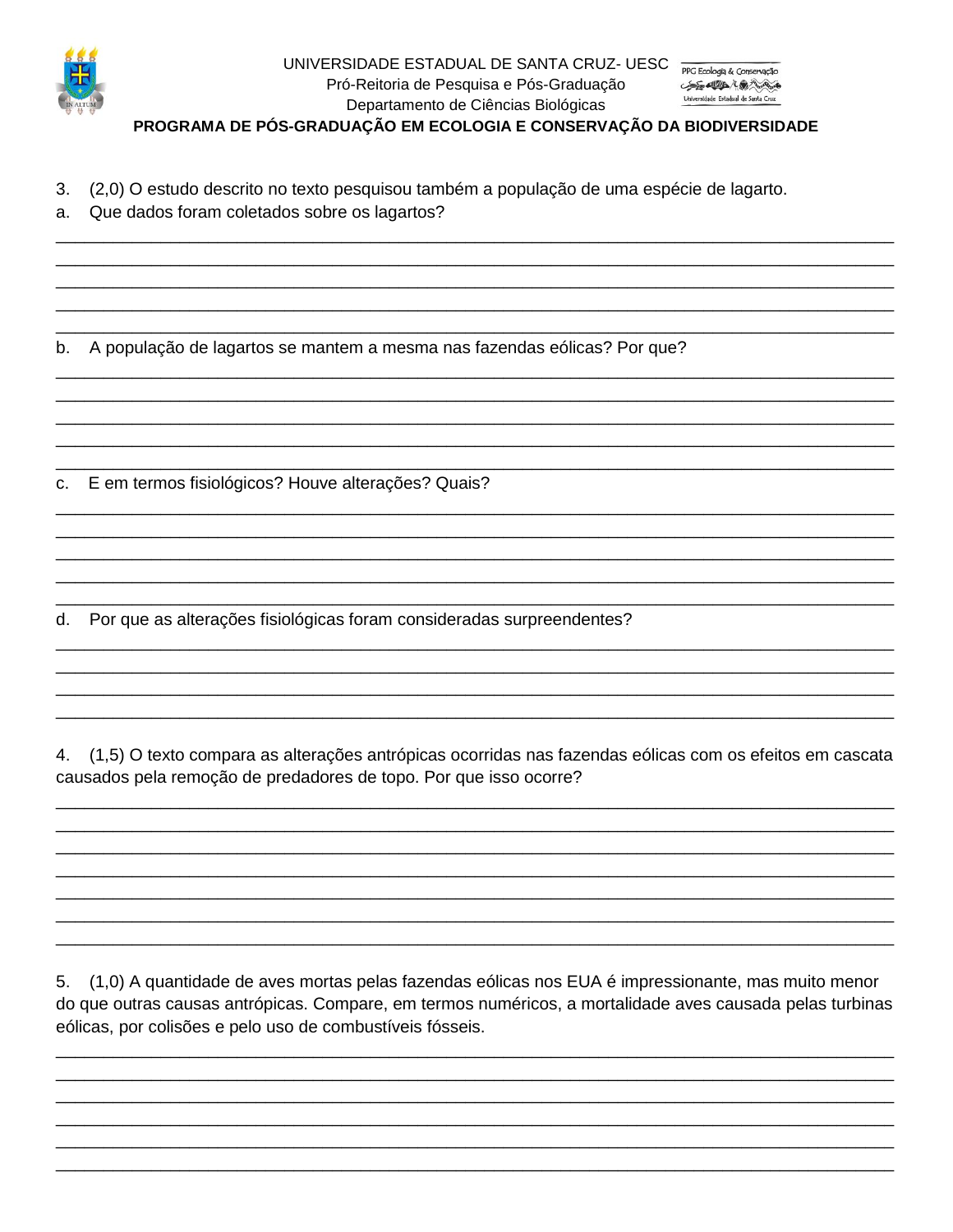3. (2,0) O estudo descrito no texto pesquisou também a população de uma espécie de lagarto.

a. Que dados foram coletados sobre os lagartos?

_______________________________________________________________________________

_______________________________________________________________________________

_______________________________________________________________________________

_______________________________________________________________________________

_______________________________________________________________________________

b. A população de lagartos se mantem a mesma nas fazendas eólicas? Por que?

_______________________________________________________________________________

_______________________________________________________________________________

_______________________________________________________________________________

_______________________________________________________________________________

_______________________________________________________________________________

c. E em termos fisiológicos? Houve alterações? Quais?

_______________________________________________________________________________

_______________________________________________________________________________

_______________________________________________________________________________

_______________________________________________________________________________

_______________________________________________________________________________

d. Por que as alterações fisiológicas foram consideradas surpreendentes?

_______________________________________________________________________________

_______________________________________________________________________________

_______________________________________________________________________________

_______________________________________________________________________________

4. (1,5) O texto compara as alterações antrópicas ocorridas nas fazendas eólicas com os efeitos em cascata causados pela remoção de predadores de topo. Por que isso ocorre?

_______________________________________________________________________________

_______________________________________________________________________________

_______________________________________________________________________________

_______________________________________________________________________________

_______________________________________________________________________________

_______________________________________________________________________________

_______________________________________________________________________________

5. (1,0) A quantidade de aves mortas pelas fazendas eólicas nos EUA é impressionante, mas muito menor do que outras causas antrópicas. Compare, em termos numéricos, a mortalidade aves causada pelas turbinas eólicas, por colisões e pelo uso de combustíveis fósseis.

_______________________________________________________________________________

_______________________________________________________________________________

_______________________________________________________________________________

_______________________________________________________________________________

_______________________________________________________________________________

_______________________________________________________________________________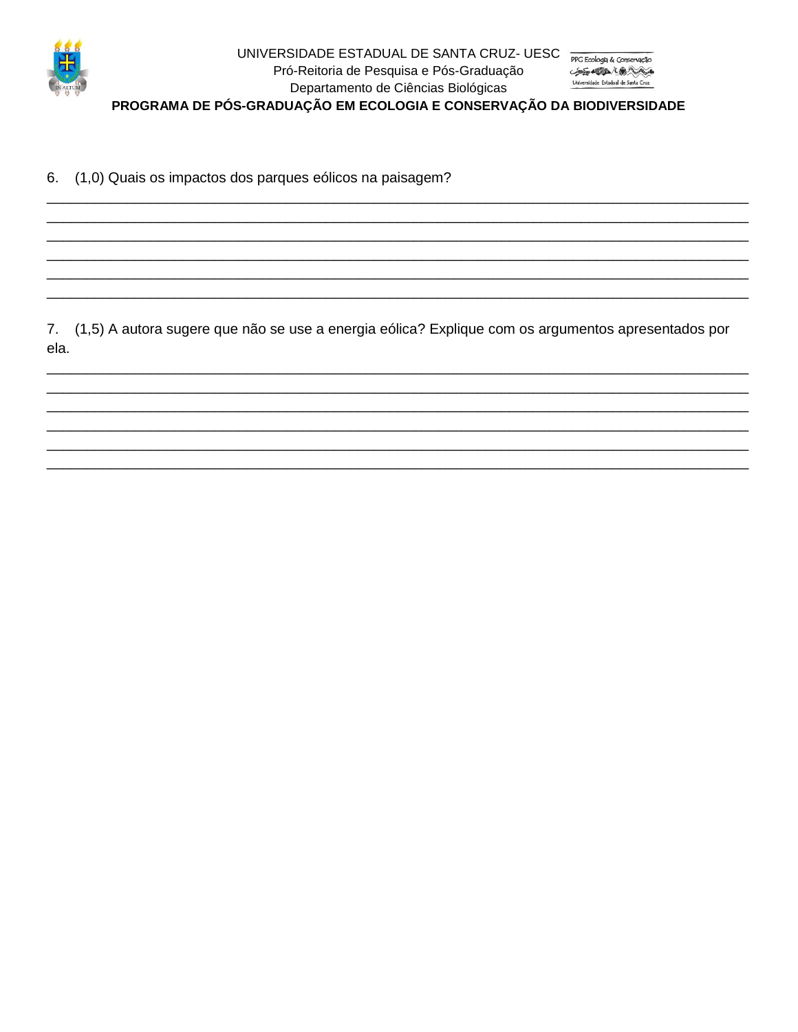6. (1,0) Quais os impactos dos parques eólicos na paisagem?

______________________________________________________________________________________
______________________________________________________________________________________
______________________________________________________________________________________
______________________________________________________________________________________
______________________________________________________________________________________
______________________________________________________________________________________

7. (1,5) A autora sugere que não se use a energia eólica? Explique com os argumentos apresentados por ela.

______________________________________________________________________________________
______________________________________________________________________________________
______________________________________________________________________________________
______________________________________________________________________________________
______________________________________________________________________________________
______________________________________________________________________________________